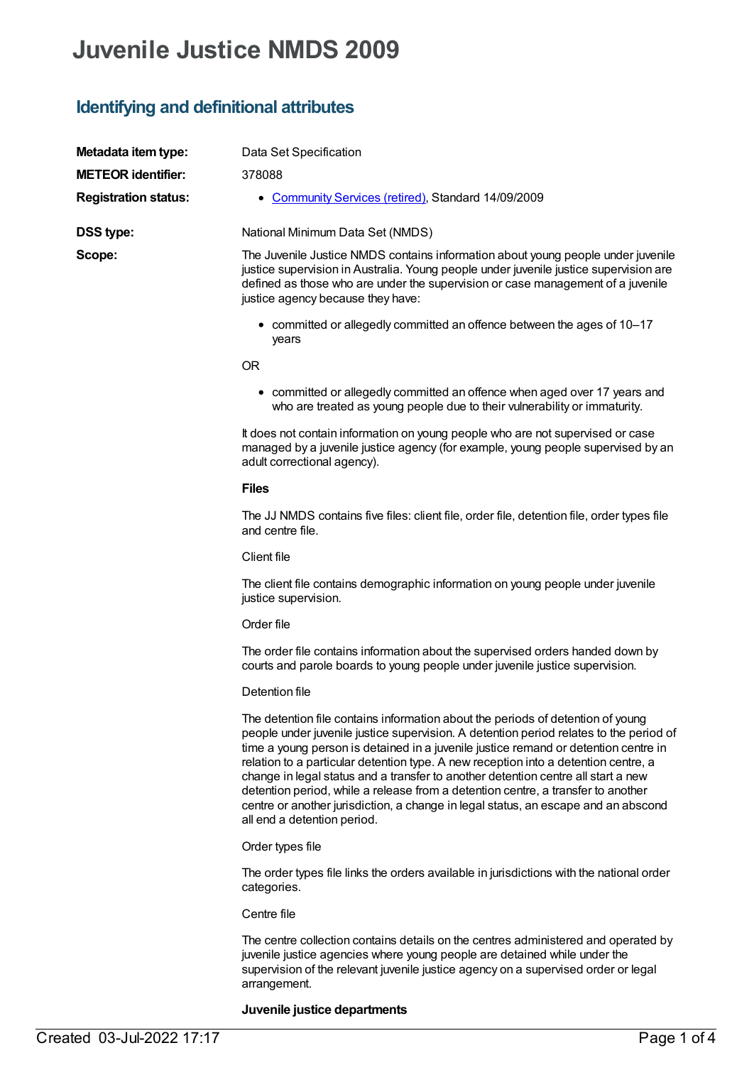# Juvenile Justice NMDS 2009

## Identifying and definitional attributes

**Metadata item type:** Data Set Specification

**METEOR identifier:** 378088

**Registration status:**

- Community Services (retired), Standard 14/09/2009

**DSS type:** National Minimum Data Set (NMDS)

**Scope:**

The Juvenile Justice NMDS contains information about young people under juvenile justice supervision in Australia. Young people under juvenile justice supervision are defined as those who are under the supervision or case management of a juvenile justice agency because they have:

- committed or allegedly committed an offence between the ages of 10–17 years

OR

- committed or allegedly committed an offence when aged over 17 years and who are treated as young people due to their vulnerability or immaturity.

It does not contain information on young people who are not supervised or case managed by a juvenile justice agency (for example, young people supervised by an adult correctional agency).

**Files**

The JJ NMDS contains five files: client file, order file, detention file, order types file and centre file.

Client file

The client file contains demographic information on young people under juvenile justice supervision.

Order file

The order file contains information about the supervised orders handed down by courts and parole boards to young people under juvenile justice supervision.

Detention file

The detention file contains information about the periods of detention of young people under juvenile justice supervision. A detention period relates to the period of time a young person is detained in a juvenile justice remand or detention centre in relation to a particular detention type. A new reception into a detention centre, a change in legal status and a transfer to another detention centre all start a new detention period, while a release from a detention centre, a transfer to another centre or another jurisdiction, a change in legal status, an escape and an abscond all end a detention period.

Order types file

The order types file links the orders available in jurisdictions with the national order categories.

Centre file

The centre collection contains details on the centres administered and operated by juvenile justice agencies where young people are detained while under the supervision of the relevant juvenile justice agency on a supervised order or legal arrangement.

**Juvenile justice departments**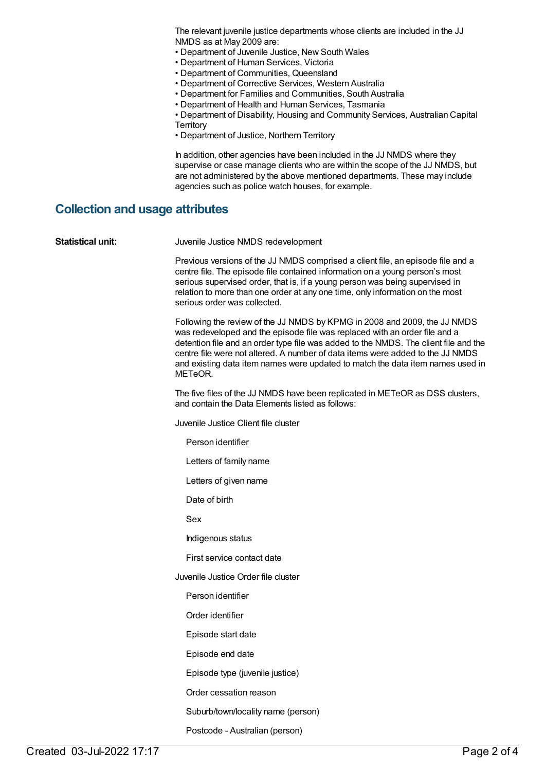The relevant juvenile justice departments whose clients are included in the JJ NMDS as at May 2009 are:

- Department of Juvenile Justice, New South Wales
- Department of Human Services, Victoria
- Department of Communities, Queensland
- Department of Corrective Services, Western Australia
- Department for Families and Communities, South Australia
- Department of Health and Human Services, Tasmania
- Department of Disability, Housing and Community Services, Australian Capital Territory
- Department of Justice, Northern Territory

In addition, other agencies have been included in the JJ NMDS where they supervise or case manage clients who are within the scope of the JJ NMDS, but are not administered by the above mentioned departments. These may include agencies such as police watch houses, for example.

## Collection and usage attributes

**Statistical unit:**

Juvenile Justice NMDS redevelopment

Previous versions of the JJ NMDS comprised a client file, an episode file and a centre file. The episode file contained information on a young person's most serious supervised order, that is, if a young person was being supervised in relation to more than one order at any one time, only information on the most serious order was collected.

Following the review of the JJ NMDS by KPMG in 2008 and 2009, the JJ NMDS was redeveloped and the episode file was replaced with an order file and a detention file and an order type file was added to the NMDS. The client file and the centre file were not altered. A number of data items were added to the JJ NMDS and existing data item names were updated to match the data item names used in METeOR.

The five files of the JJ NMDS have been replicated in METeOR as DSS clusters, and contain the Data Elements listed as follows:

Juvenile Justice Client file cluster

- Person identifier
- Letters of family name
- Letters of given name
- Date of birth
- Sex
- Indigenous status
- First service contact date

Juvenile Justice Order file cluster

- Person identifier
- Order identifier
- Episode start date
- Episode end date
- Episode type (juvenile justice)
- Order cessation reason
- Suburb/town/locality name (person)
- Postcode - Australian (person)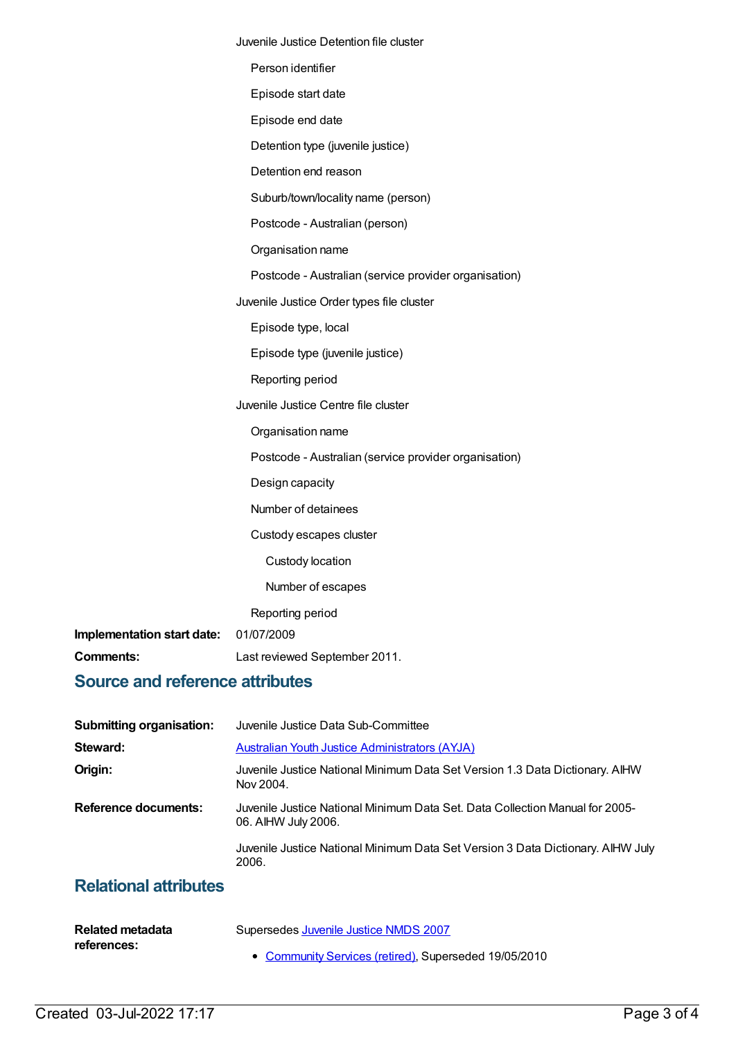Juvenile Justice Detention file cluster

- Person identifier
- Episode start date
- Episode end date
- Detention type (juvenile justice)
- Detention end reason
- Suburb/town/locality name (person)
- Postcode - Australian (person)
- Organisation name
- Postcode - Australian (service provider organisation)

Juvenile Justice Order types file cluster

- Episode type, local
- Episode type (juvenile justice)
- Reporting period

Juvenile Justice Centre file cluster

- Organisation name
- Postcode - Australian (service provider organisation)
- Design capacity
- Number of detainees
- Custody escapes cluster
  - Custody location
  - Number of escapes
- Reporting period

**Implementation start date:** 01/07/2009

**Comments:** Last reviewed September 2011.

## Source and reference attributes

**Submitting organisation:** Juvenile Justice Data Sub-Committee

**Steward:** Australian Youth Justice Administrators (AYJA)

**Origin:** Juvenile Justice National Minimum Data Set Version 1.3 Data Dictionary. AIHW Nov 2004.

**Reference documents:** Juvenile Justice National Minimum Data Set. Data Collection Manual for 2005-06. AIHW July 2006.

Juvenile Justice National Minimum Data Set Version 3 Data Dictionary. AIHW July 2006.

## Relational attributes

**Related metadata references:** Supersedes Juvenile Justice NMDS 2007

- Community Services (retired), Superseded 19/05/2010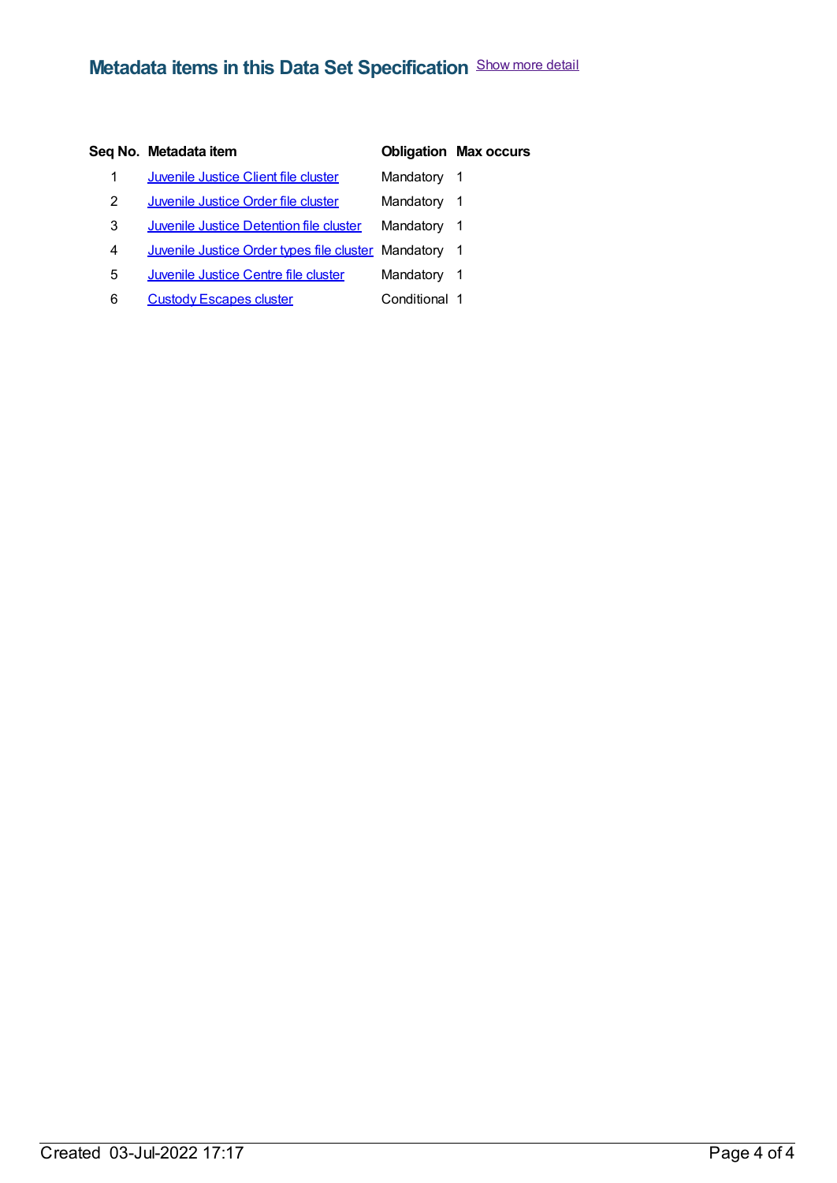## Metadata items in this Data Set Specification [Show more detail]

| Seq No. | Metadata item | Obligation | Max occurs |
|---|---|---|---|
| 1 | Juvenile Justice Client file cluster | Mandatory | 1 |
| 2 | Juvenile Justice Order file cluster | Mandatory | 1 |
| 3 | Juvenile Justice Detention file cluster | Mandatory | 1 |
| 4 | Juvenile Justice Order types file cluster | Mandatory | 1 |
| 5 | Juvenile Justice Centre file cluster | Mandatory | 1 |
| 6 | Custody Escapes cluster | Conditional | 1 |